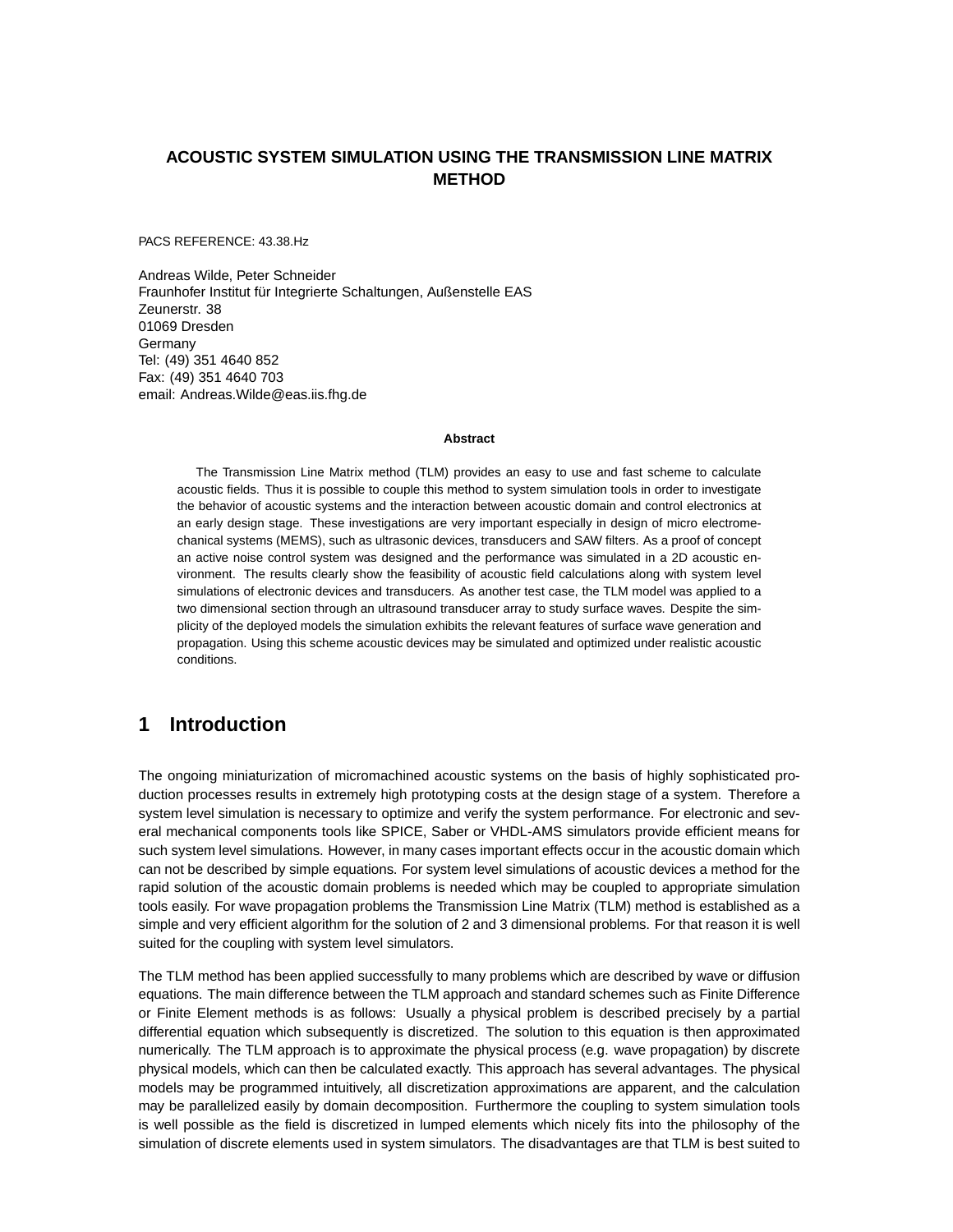# ACOUSTIC SYSTEM SIMULATION USING THE TRANSMISSION LINE MATRIX METHOD

PACS REFERENCE: 43.38.Hz

Andreas Wilde, Peter Schneider
Fraunhofer Institut für Integrierte Schaltungen, Außenstelle EAS
Zeunerstr. 38
01069 Dresden
Germany
Tel: (49) 351 4640 852
Fax: (49) 351 4640 703
email: Andreas.Wilde@eas.iis.fhg.de

**Abstract**

The Transmission Line Matrix method (TLM) provides an easy to use and fast scheme to calculate acoustic fields. Thus it is possible to couple this method to system simulation tools in order to investigate the behavior of acoustic systems and the interaction between acoustic domain and control electronics at an early design stage. These investigations are very important especially in design of micro electromechanical systems (MEMS), such as ultrasonic devices, transducers and SAW filters. As a proof of concept an active noise control system was designed and the performance was simulated in a 2D acoustic environment. The results clearly show the feasibility of acoustic field calculations along with system level simulations of electronic devices and transducers. As another test case, the TLM model was applied to a two dimensional section through an ultrasound transducer array to study surface waves. Despite the simplicity of the deployed models the simulation exhibits the relevant features of surface wave generation and propagation. Using this scheme acoustic devices may be simulated and optimized under realistic acoustic conditions.

## 1 Introduction

The ongoing miniaturization of micromachined acoustic systems on the basis of highly sophisticated production processes results in extremely high prototyping costs at the design stage of a system. Therefore a system level simulation is necessary to optimize and verify the system performance. For electronic and several mechanical components tools like SPICE, Saber or VHDL-AMS simulators provide efficient means for such system level simulations. However, in many cases important effects occur in the acoustic domain which can not be described by simple equations. For system level simulations of acoustic devices a method for the rapid solution of the acoustic domain problems is needed which may be coupled to appropriate simulation tools easily. For wave propagation problems the Transmission Line Matrix (TLM) method is established as a simple and very efficient algorithm for the solution of 2 and 3 dimensional problems. For that reason it is well suited for the coupling with system level simulators.

The TLM method has been applied successfully to many problems which are described by wave or diffusion equations. The main difference between the TLM approach and standard schemes such as Finite Difference or Finite Element methods is as follows: Usually a physical problem is described precisely by a partial differential equation which subsequently is discretized. The solution to this equation is then approximated numerically. The TLM approach is to approximate the physical process (e.g. wave propagation) by discrete physical models, which can then be calculated exactly. This approach has several advantages. The physical models may be programmed intuitively, all discretization approximations are apparent, and the calculation may be parallelized easily by domain decomposition. Furthermore the coupling to system simulation tools is well possible as the field is discretized in lumped elements which nicely fits into the philosophy of the simulation of discrete elements used in system simulators. The disadvantages are that TLM is best suited to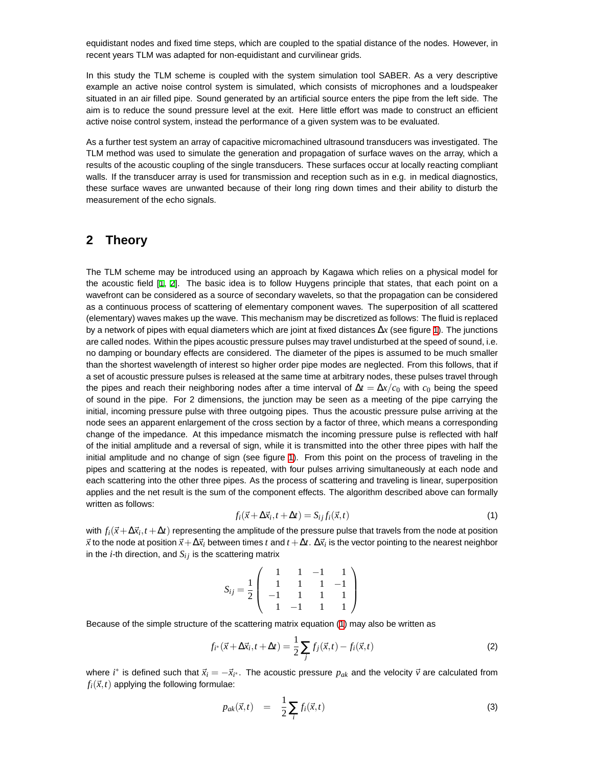equidistant nodes and fixed time steps, which are coupled to the spatial distance of the nodes. However, in recent years TLM was adapted for non-equidistant and curvilinear grids.

In this study the TLM scheme is coupled with the system simulation tool SABER. As a very descriptive example an active noise control system is simulated, which consists of microphones and a loudspeaker situated in an air filled pipe. Sound generated by an artificial source enters the pipe from the left side. The aim is to reduce the sound pressure level at the exit. Here little effort was made to construct an efficient active noise control system, instead the performance of a given system was to be evaluated.

As a further test system an array of capacitive micromachined ultrasound transducers was investigated. The TLM method was used to simulate the generation and propagation of surface waves on the array, which a results of the acoustic coupling of the single transducers. These surfaces occur at locally reacting compliant walls. If the transducer array is used for transmission and reception such as in e.g. in medical diagnostics, these surface waves are unwanted because of their long ring down times and their ability to disturb the measurement of the echo signals.

## 2 Theory

The TLM scheme may be introduced using an approach by Kagawa which relies on a physical model for the acoustic field [1, 2]. The basic idea is to follow Huygens principle that states, that each point on a wavefront can be considered as a source of secondary wavelets, so that the propagation can be considered as a continuous process of scattering of elementary component waves. The superposition of all scattered (elementary) waves makes up the wave. This mechanism may be discretized as follows: The fluid is replaced by a network of pipes with equal diameters which are joint at fixed distances $\Delta x$ (see figure 1). The junctions are called nodes. Within the pipes acoustic pressure pulses may travel undisturbed at the speed of sound, i.e. no damping or boundary effects are considered. The diameter of the pipes is assumed to be much smaller than the shortest wavelength of interest so higher order pipe modes are neglected. From this follows, that if a set of acoustic pressure pulses is released at the same time at arbitrary nodes, these pulses travel through the pipes and reach their neighboring nodes after a time interval of $\Delta t = \Delta x / c_0$ with $c_0$ being the speed of sound in the pipe. For 2 dimensions, the junction may be seen as a meeting of the pipe carrying the initial, incoming pressure pulse with three outgoing pipes. Thus the acoustic pressure pulse arriving at the node sees an apparent enlargement of the cross section by a factor of three, which means a corresponding change of the impedance. At this impedance mismatch the incoming pressure pulse is reflected with half of the initial amplitude and a reversal of sign, while it is transmitted into the other three pipes with half the initial amplitude and no change of sign (see figure 1). From this point on the process of traveling in the pipes and scattering at the nodes is repeated, with four pulses arriving simultaneously at each node and each scattering into the other three pipes. As the process of scattering and traveling is linear, superposition applies and the net result is the sum of the component effects. The algorithm described above can formally written as follows:

$$f_i(\vec{x} + \Delta\vec{x}_i, t + \Delta t) = S_{ij}\, f_i(\vec{x}, t) \tag{1}$$

with $f_i(\vec{x} + \Delta\vec{x}_i, t + \Delta t)$ representing the amplitude of the pressure pulse that travels from the node at position $\vec{x}$ to the node at position $\vec{x} + \Delta\vec{x}_i$ between times $t$ and $t + \Delta t$. $\Delta\vec{x}_i$ is the vector pointing to the nearest neighbor in the $i$-th direction, and $S_{ij}$ is the scattering matrix

$$S_{ij} = \frac{1}{2}\begin{pmatrix} 1 & 1 & -1 & 1 \\ 1 & 1 & 1 & -1 \\ -1 & 1 & 1 & 1 \\ 1 & -1 & 1 & 1 \end{pmatrix}$$

Because of the simple structure of the scattering matrix equation (1) may also be written as

$$f_{i^*}(\vec{x} + \Delta\vec{x}_i, t + \Delta t) = \frac{1}{2}\sum_j f_j(\vec{x}, t) - f_i(\vec{x}, t) \tag{2}$$

where $i^*$ is defined such that $\vec{x}_i = -\vec{x}_{i^*}$. The acoustic pressure $p_{ak}$ and the velocity $\vec{v}$ are calculated from $f_i(\vec{x}, t)$ applying the following formulae:

$$p_{ak}(\vec{x}, t) = \frac{1}{2}\sum_i f_i(\vec{x}, t) \tag{3}$$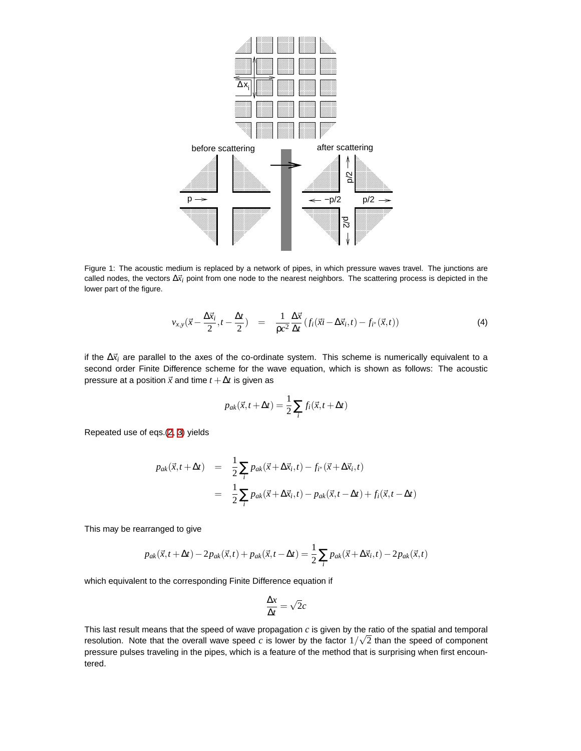Figure 1: The acoustic medium is replaced by a network of pipes, in which pressure waves travel. The junctions are called nodes, the vectors $\Delta\vec{x}_i$ point from one node to the nearest neighbors. The scattering process is depicted in the lower part of the figure.

$$v_{x,y}(\vec{x}-\frac{\Delta\vec{x}_i}{2}, t-\frac{\Delta t}{2}) \quad = \quad \frac{1}{\rho c^2}\frac{\Delta\vec{x}}{\Delta t}\left(f_i(\vec{x}i-\Delta\vec{x}_i, t) - f_{i^*}(\vec{x}, t)\right) \tag{4}$$

if the $\Delta\vec{x}_i$ are parallel to the axes of the co-ordinate system. This scheme is numerically equivalent to a second order Finite Difference scheme for the wave equation, which is shown as follows: The acoustic pressure at a position $\vec{x}$ and time $t+\Delta t$ is given as

$$p_{ak}(\vec{x}, t+\Delta t) = \frac{1}{2}\sum_i f_i(\vec{x}, t+\Delta t)$$

Repeated use of eqs.(2, 3) yields

$$\begin{aligned} p_{ak}(\vec{x}, t+\Delta t) &= \frac{1}{2}\sum_i p_{ak}(\vec{x}+\Delta\vec{x}_i, t) - f_{i^*}(\vec{x}+\Delta\vec{x}_i, t) \\ &= \frac{1}{2}\sum_i p_{ak}(\vec{x}+\Delta\vec{x}_i, t) - p_{ak}(\vec{x}, t-\Delta t) + f_i(\vec{x}, t-\Delta t) \end{aligned}$$

This may be rearranged to give

$$p_{ak}(\vec{x}, t+\Delta t) - 2p_{ak}(\vec{x}, t) + p_{ak}(\vec{x}, t-\Delta t) = \frac{1}{2}\sum_i p_{ak}(\vec{x}+\Delta\vec{x}_i, t) - 2p_{ak}(\vec{x}, t)$$

which equivalent to the corresponding Finite Difference equation if

$$\frac{\Delta x}{\Delta t} = \sqrt{2}c$$

This last result means that the speed of wave propagation $c$ is given by the ratio of the spatial and temporal resolution. Note that the overall wave speed $c$ is lower by the factor $1/\sqrt{2}$ than the speed of component pressure pulses traveling in the pipes, which is a feature of the method that is surprising when first encountered.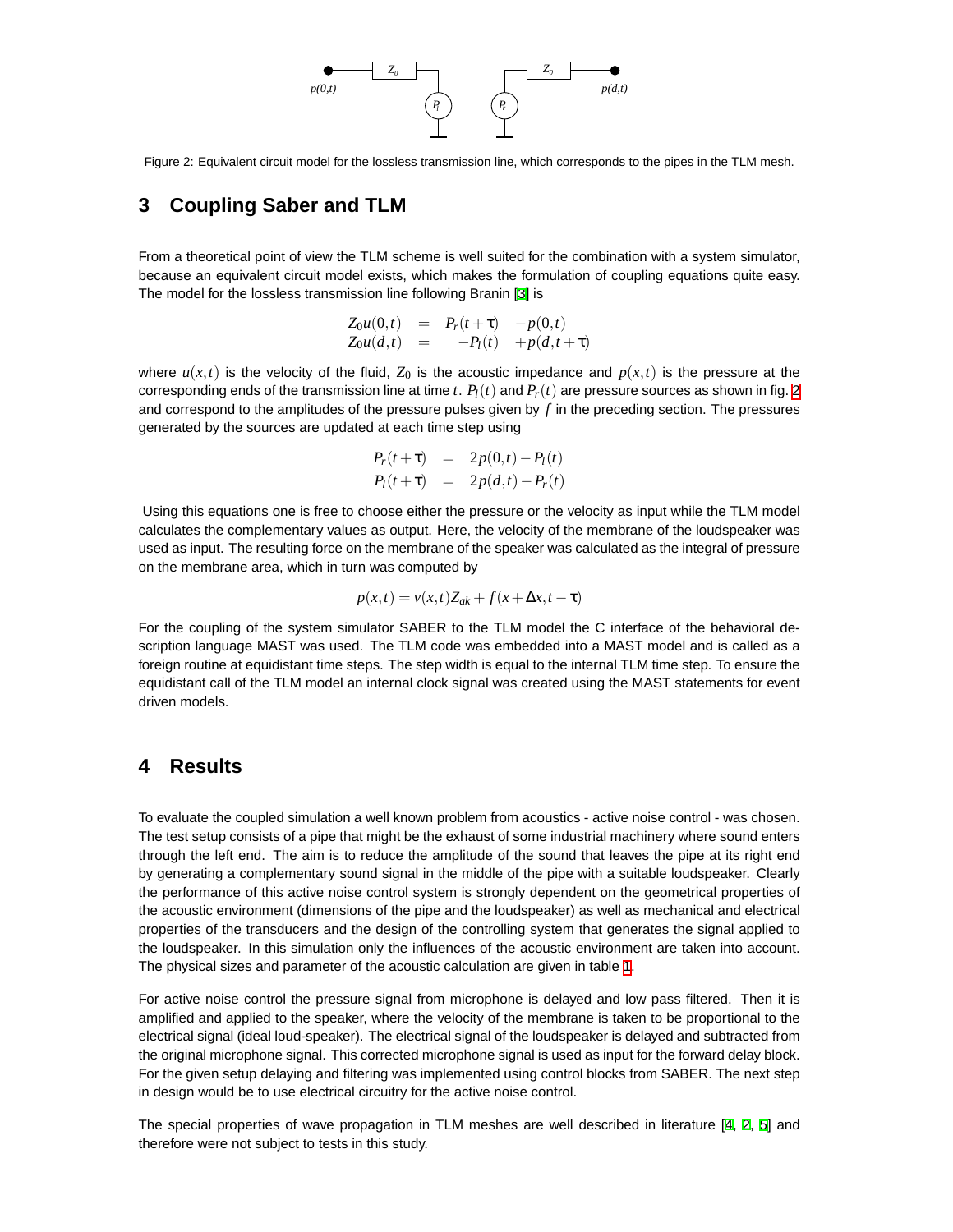Figure 2: Equivalent circuit model for the lossless transmission line, which corresponds to the pipes in the TLM mesh.

## 3 Coupling Saber and TLM

From a theoretical point of view the TLM scheme is well suited for the combination with a system simulator, because an equivalent circuit model exists, which makes the formulation of coupling equations quite easy. The model for the lossless transmission line following Branin [3] is

$$
\begin{aligned}
Z_0 u(0,t) &= P_r(t+\tau) \quad -p(0,t) \\
Z_0 u(d,t) &= \quad -P_l(t) \quad +p(d,t+\tau)
\end{aligned}
$$

where $u(x,t)$ is the velocity of the fluid, $Z_0$ is the acoustic impedance and $p(x,t)$ is the pressure at the corresponding ends of the transmission line at time $t$. $P_l(t)$ and $P_r(t)$ are pressure sources as shown in fig. 2 and correspond to the amplitudes of the pressure pulses given by $f$ in the preceding section. The pressures generated by the sources are updated at each time step using

$$
\begin{aligned}
P_r(t+\tau) &= 2p(0,t) - P_l(t) \\
P_l(t+\tau) &= 2p(d,t) - P_r(t)
\end{aligned}
$$

Using this equations one is free to choose either the pressure or the velocity as input while the TLM model calculates the complementary values as output. Here, the velocity of the membrane of the loudspeaker was used as input. The resulting force on the membrane of the speaker was calculated as the integral of pressure on the membrane area, which in turn was computed by

$$
p(x,t) = v(x,t) Z_{ak} + f(x+\Delta x, t-\tau)
$$

For the coupling of the system simulator SABER to the TLM model the C interface of the behavioral description language MAST was used. The TLM code was embedded into a MAST model and is called as a foreign routine at equidistant time steps. The step width is equal to the internal TLM time step. To ensure the equidistant call of the TLM model an internal clock signal was created using the MAST statements for event driven models.

## 4 Results

To evaluate the coupled simulation a well known problem from acoustics - active noise control - was chosen. The test setup consists of a pipe that might be the exhaust of some industrial machinery where sound enters through the left end. The aim is to reduce the amplitude of the sound that leaves the pipe at its right end by generating a complementary sound signal in the middle of the pipe with a suitable loudspeaker. Clearly the performance of this active noise control system is strongly dependent on the geometrical properties of the acoustic environment (dimensions of the pipe and the loudspeaker) as well as mechanical and electrical properties of the transducers and the design of the controlling system that generates the signal applied to the loudspeaker. In this simulation only the influences of the acoustic environment are taken into account. The physical sizes and parameter of the acoustic calculation are given in table 1.

For active noise control the pressure signal from microphone is delayed and low pass filtered. Then it is amplified and applied to the speaker, where the velocity of the membrane is taken to be proportional to the electrical signal (ideal loud-speaker). The electrical signal of the loudspeaker is delayed and subtracted from the original microphone signal. This corrected microphone signal is used as input for the forward delay block. For the given setup delaying and filtering was implemented using control blocks from SABER. The next step in design would be to use electrical circuitry for the active noise control.

The special properties of wave propagation in TLM meshes are well described in literature [4, 2, 5] and therefore were not subject to tests in this study.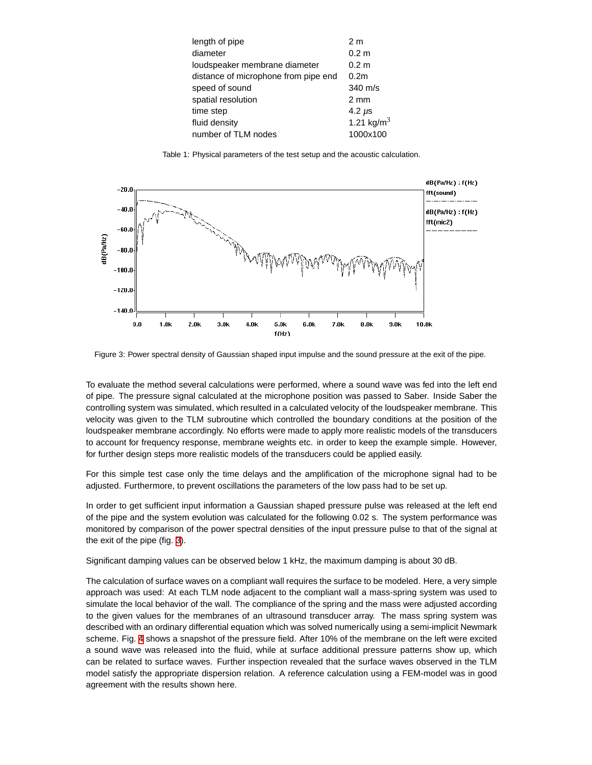| length of pipe | 2 m |
|---|---|
| diameter | 0.2 m |
| loudspeaker membrane diameter | 0.2 m |
| distance of microphone from pipe end | 0.2m |
| speed of sound | 340 m/s |
| spatial resolution | 2 mm |
| time step | 4.2 $\mu$s |
| fluid density | 1.21 kg/m$^3$ |
| number of TLM nodes | 1000x100 |

Table 1: Physical parameters of the test setup and the acoustic calculation.

Figure 3: Power spectral density of Gaussian shaped input impulse and the sound pressure at the exit of the pipe.

To evaluate the method several calculations were performed, where a sound wave was fed into the left end of pipe. The pressure signal calculated at the microphone position was passed to Saber. Inside Saber the controlling system was simulated, which resulted in a calculated velocity of the loudspeaker membrane. This velocity was given to the TLM subroutine which controlled the boundary conditions at the position of the loudspeaker membrane accordingly. No efforts were made to apply more realistic models of the transducers to account for frequency response, membrane weights etc. in order to keep the example simple. However, for further design steps more realistic models of the transducers could be applied easily.

For this simple test case only the time delays and the amplification of the microphone signal had to be adjusted. Furthermore, to prevent oscillations the parameters of the low pass had to be set up.

In order to get sufficient input information a Gaussian shaped pressure pulse was released at the left end of the pipe and the system evolution was calculated for the following 0.02 s. The system performance was monitored by comparison of the power spectral densities of the input pressure pulse to that of the signal at the exit of the pipe (fig. 3).

Significant damping values can be observed below 1 kHz, the maximum damping is about 30 dB.

The calculation of surface waves on a compliant wall requires the surface to be modeled. Here, a very simple approach was used: At each TLM node adjacent to the compliant wall a mass-spring system was used to simulate the local behavior of the wall. The compliance of the spring and the mass were adjusted according to the given values for the membranes of an ultrasound transducer array. The mass spring system was described with an ordinary differential equation which was solved numerically using a semi-implicit Newmark scheme. Fig. 4 shows a snapshot of the pressure field. After 10% of the membrane on the left were excited a sound wave was released into the fluid, while at surface additional pressure patterns show up, which can be related to surface waves. Further inspection revealed that the surface waves observed in the TLM model satisfy the appropriate dispersion relation. A reference calculation using a FEM-model was in good agreement with the results shown here.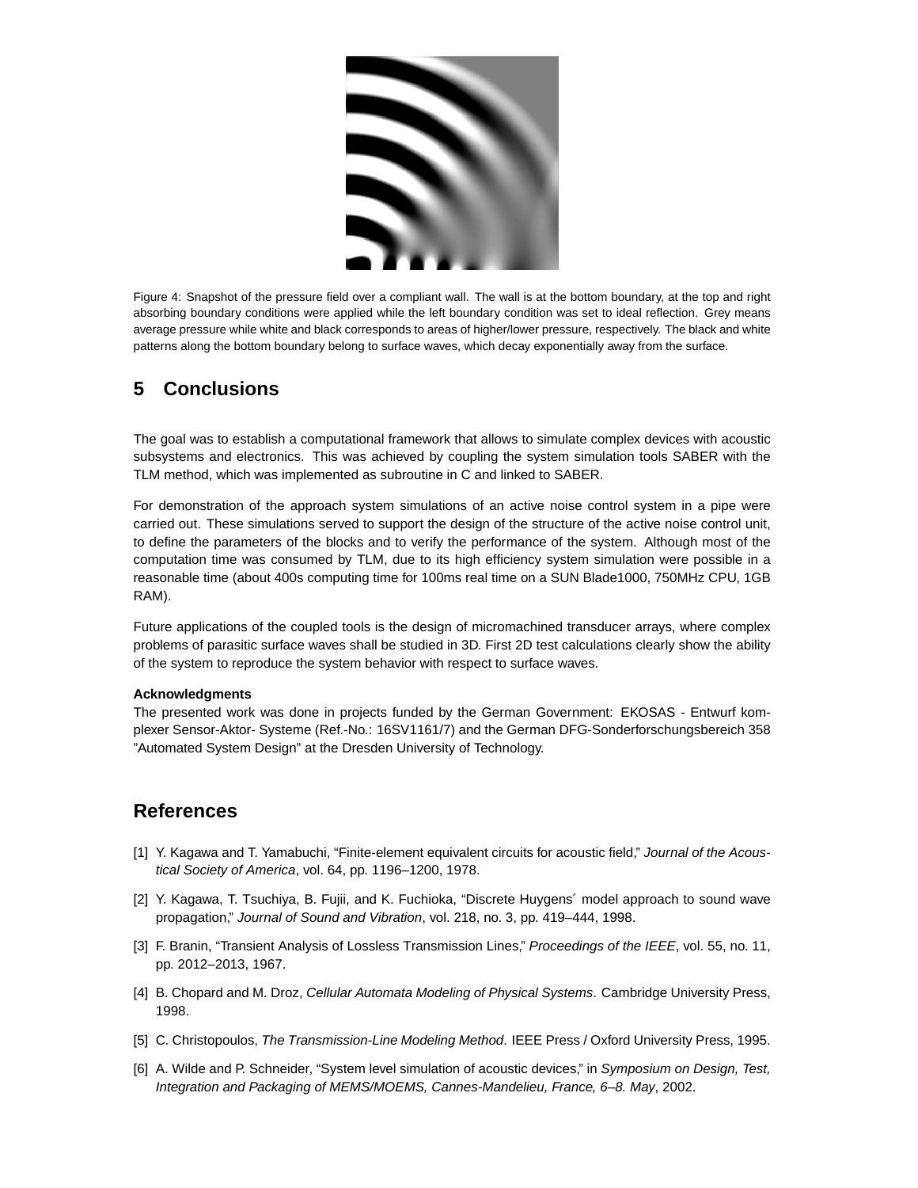Figure 4: Snapshot of the pressure field over a compliant wall. The wall is at the bottom boundary, at the top and right absorbing boundary conditions were applied while the left boundary condition was set to ideal reflection. Grey means average pressure while white and black corresponds to areas of higher/lower pressure, respectively. The black and white patterns along the bottom boundary belong to surface waves, which decay exponentially away from the surface.

## 5 Conclusions

The goal was to establish a computational framework that allows to simulate complex devices with acoustic subsystems and electronics. This was achieved by coupling the system simulation tools SABER with the TLM method, which was implemented as subroutine in C and linked to SABER.

For demonstration of the approach system simulations of an active noise control system in a pipe were carried out. These simulations served to support the design of the structure of the active noise control unit, to define the parameters of the blocks and to verify the performance of the system. Although most of the computation time was consumed by TLM, due to its high efficiency system simulation were possible in a reasonable time (about 400s computing time for 100ms real time on a SUN Blade1000, 750MHz CPU, 1GB RAM).

Future applications of the coupled tools is the design of micromachined transducer arrays, where complex problems of parasitic surface waves shall be studied in 3D. First 2D test calculations clearly show the ability of the system to reproduce the system behavior with respect to surface waves.

**Acknowledgments**

The presented work was done in projects funded by the German Government: EKOSAS - Entwurf komplexer Sensor-Aktor- Systeme (Ref.-No.: 16SV1161/7) and the German DFG-Sonderforschungsbereich 358 "Automated System Design" at the Dresden University of Technology.

## References

[1] Y. Kagawa and T. Yamabuchi, "Finite-element equivalent circuits for acoustic field," *Journal of the Acoustical Society of America*, vol. 64, pp. 1196–1200, 1978.

[2] Y. Kagawa, T. Tsuchiya, B. Fujii, and K. Fuchioka, "Discrete Huygens´ model approach to sound wave propagation," *Journal of Sound and Vibration*, vol. 218, no. 3, pp. 419–444, 1998.

[3] F. Branin, "Transient Analysis of Lossless Transmission Lines," *Proceedings of the IEEE*, vol. 55, no. 11, pp. 2012–2013, 1967.

[4] B. Chopard and M. Droz, *Cellular Automata Modeling of Physical Systems*. Cambridge University Press, 1998.

[5] C. Christopoulos, *The Transmission-Line Modeling Method*. IEEE Press / Oxford University Press, 1995.

[6] A. Wilde and P. Schneider, "System level simulation of acoustic devices," in *Symposium on Design, Test, Integration and Packaging of MEMS/MOEMS, Cannes-Mandelieu, France, 6–8. May*, 2002.